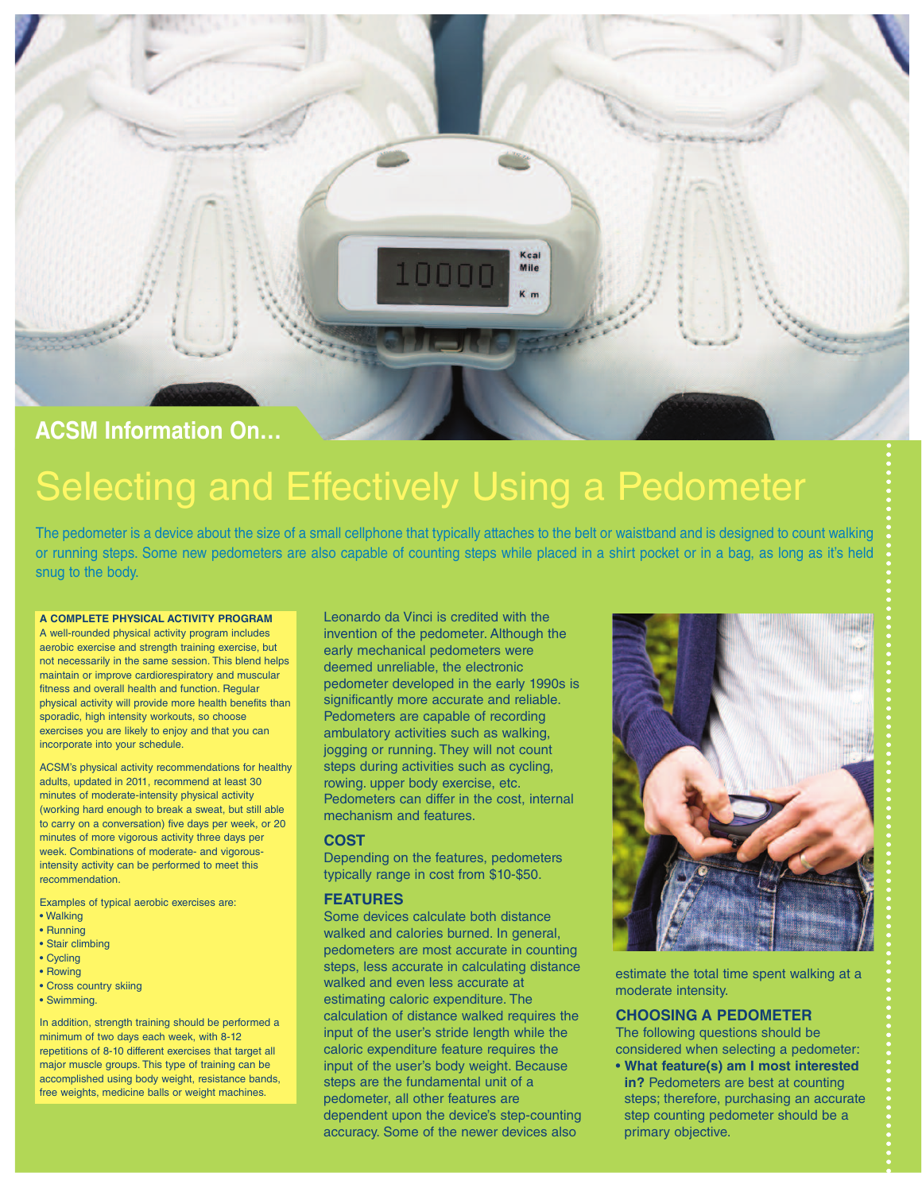ACSM Information On...

# Selecting and Effectively Using a Pedometer

The pedometer is a device about the size of a small cellphone that typically attaches to the belt or waistband and is designed to count walking or running steps. Some new pedometers are also capable of counting steps while placed in a shirt pocket or in a bag, as long as it's held snug to the body.

**A COMPLETE PHYSICAL ACTIVITY PROGRAM**

A well-rounded physical activity program includes aerobic exercise and strength training exercise, but not necessarily in the same session. This blend helps maintain or improve cardiorespiratory and muscular fitness and overall health and function. Regular physical activity will provide more health benefits than sporadic, high intensity workouts, so choose exercises you are likely to enjoy and that you can incorporate into your schedule.

ACSM's physical activity recommendations for healthy adults, updated in 2011, recommend at least 30 minutes of moderate-intensity physical activity (working hard enough to break a sweat, but still able to carry on a conversation) five days per week, or 20 minutes of more vigorous activity three days per week. Combinations of moderate- and vigorous-intensity activity can be performed to meet this recommendation.

Examples of typical aerobic exercises are:

- Walking
- Running
- Stair climbing
- Cycling
- Rowing
- Cross country skiing
- Swimming.

In addition, strength training should be performed a minimum of two days each week, with 8-12 repetitions of 8-10 different exercises that target all major muscle groups. This type of training can be accomplished using body weight, resistance bands, free weights, medicine balls or weight machines.

Leonardo da Vinci is credited with the invention of the pedometer. Although the early mechanical pedometers were deemed unreliable, the electronic pedometer developed in the early 1990s is significantly more accurate and reliable. Pedometers are capable of recording ambulatory activities such as walking, jogging or running. They will not count steps during activities such as cycling, rowing. upper body exercise, etc. Pedometers can differ in the cost, internal mechanism and features.

### COST

Depending on the features, pedometers typically range in cost from $10-$50.

### FEATURES

Some devices calculate both distance walked and calories burned. In general, pedometers are most accurate in counting steps, less accurate in calculating distance walked and even less accurate at estimating caloric expenditure. The calculation of distance walked requires the input of the user's stride length while the caloric expenditure feature requires the input of the user's body weight. Because steps are the fundamental unit of a pedometer, all other features are dependent upon the device's step-counting accuracy. Some of the newer devices also estimate the total time spent walking at a moderate intensity.

### CHOOSING A PEDOMETER

The following questions should be considered when selecting a pedometer:

- **What feature(s) am I most interested in?** Pedometers are best at counting steps; therefore, purchasing an accurate step counting pedometer should be a primary objective.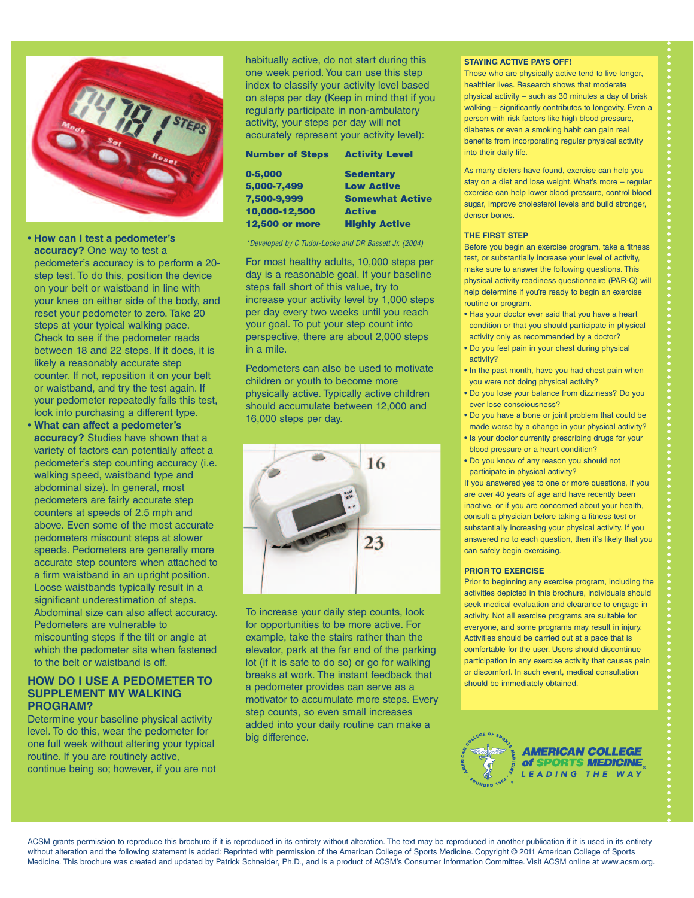- **How can I test a pedometer's accuracy?** One way to test a pedometer's accuracy is to perform a 20-step test. To do this, position the device on your belt or waistband in line with your knee on either side of the body, and reset your pedometer to zero. Take 20 steps at your typical walking pace. Check to see if the pedometer reads between 18 and 22 steps. If it does, it is likely a reasonably accurate step counter. If not, reposition it on your belt or waistband, and try the test again. If your pedometer repeatedly fails this test, look into purchasing a different type.
- **What can affect a pedometer's accuracy?** Studies have shown that a variety of factors can potentially affect a pedometer's step counting accuracy (i.e. walking speed, waistband type and abdominal size). In general, most pedometers are fairly accurate step counters at speeds of 2.5 mph and above. Even some of the most accurate pedometers miscount steps at slower speeds. Pedometers are generally more accurate step counters when attached to a firm waistband in an upright position. Loose waistbands typically result in a significant underestimation of steps. Abdominal size can also affect accuracy. Pedometers are vulnerable to miscounting steps if the tilt or angle at which the pedometer sits when fastened to the belt or waistband is off.

## HOW DO I USE A PEDOMETER TO SUPPLEMENT MY WALKING PROGRAM?

Determine your baseline physical activity level. To do this, wear the pedometer for one full week without altering your typical routine. If you are routinely active, continue being so; however, if you are not habitually active, do not start during this one week period. You can use this step index to classify your activity level based on steps per day (Keep in mind that if you regularly participate in non-ambulatory activity, your steps per day will not accurately represent your activity level):

| Number of Steps | Activity Level |
|---|---|
| 0-5,000 | Sedentary |
| 5,000-7,499 | Low Active |
| 7,500-9,999 | Somewhat Active |
| 10,000-12,500 | Active |
| 12,500 or more | Highly Active |

*\*Developed by C Tudor-Locke and DR Bassett Jr. (2004)*

For most healthy adults, 10,000 steps per day is a reasonable goal. If your baseline steps fall short of this value, try to increase your activity level by 1,000 steps per day every two weeks until you reach your goal. To put your step count into perspective, there are about 2,000 steps in a mile.

Pedometers can also be used to motivate children or youth to become more physically active. Typically active children should accumulate between 12,000 and 16,000 steps per day.

To increase your daily step counts, look for opportunities to be more active. For example, take the stairs rather than the elevator, park at the far end of the parking lot (if it is safe to do so) or go for walking breaks at work. The instant feedback that a pedometer provides can serve as a motivator to accumulate more steps. Every step counts, so even small increases added into your daily routine can make a big difference.

### STAYING ACTIVE PAYS OFF!

Those who are physically active tend to live longer, healthier lives. Research shows that moderate physical activity – such as 30 minutes a day of brisk walking – significantly contributes to longevity. Even a person with risk factors like high blood pressure, diabetes or even a smoking habit can gain real benefits from incorporating regular physical activity into their daily life.

As many dieters have found, exercise can help you stay on a diet and lose weight. What's more – regular exercise can help lower blood pressure, control blood sugar, improve cholesterol levels and build stronger, denser bones.

### THE FIRST STEP

Before you begin an exercise program, take a fitness test, or substantially increase your level of activity, make sure to answer the following questions. This physical activity readiness questionnaire (PAR-Q) will help determine if you're ready to begin an exercise routine or program.

- Has your doctor ever said that you have a heart condition or that you should participate in physical activity only as recommended by a doctor?
- Do you feel pain in your chest during physical activity?
- In the past month, have you had chest pain when you were not doing physical activity?
- Do you lose your balance from dizziness? Do you ever lose consciousness?
- Do you have a bone or joint problem that could be made worse by a change in your physical activity?
- Is your doctor currently prescribing drugs for your blood pressure or a heart condition?
- Do you know of any reason you should not participate in physical activity?

If you answered yes to one or more questions, if you are over 40 years of age and have recently been inactive, or if you are concerned about your health, consult a physician before taking a fitness test or substantially increasing your physical activity. If you answered no to each question, then it's likely that you can safely begin exercising.

### PRIOR TO EXERCISE

Prior to beginning any exercise program, including the activities depicted in this brochure, individuals should seek medical evaluation and clearance to engage in activity. Not all exercise programs are suitable for everyone, and some programs may result in injury. Activities should be carried out at a pace that is comfortable for the user. Users should discontinue participation in any exercise activity that causes pain or discomfort. In such event, medical consultation should be immediately obtained.

AMERICAN COLLEGE of SPORTS MEDICINE
LEADING THE WAY

ACSM grants permission to reproduce this brochure if it is reproduced in its entirety without alteration. The text may be reproduced in another publication if it is used in its entirety without alteration and the following statement is added: Reprinted with permission of the American College of Sports Medicine. Copyright © 2011 American College of Sports Medicine. This brochure was created and updated by Patrick Schneider, Ph.D., and is a product of ACSM's Consumer Information Committee. Visit ACSM online at www.acsm.org.